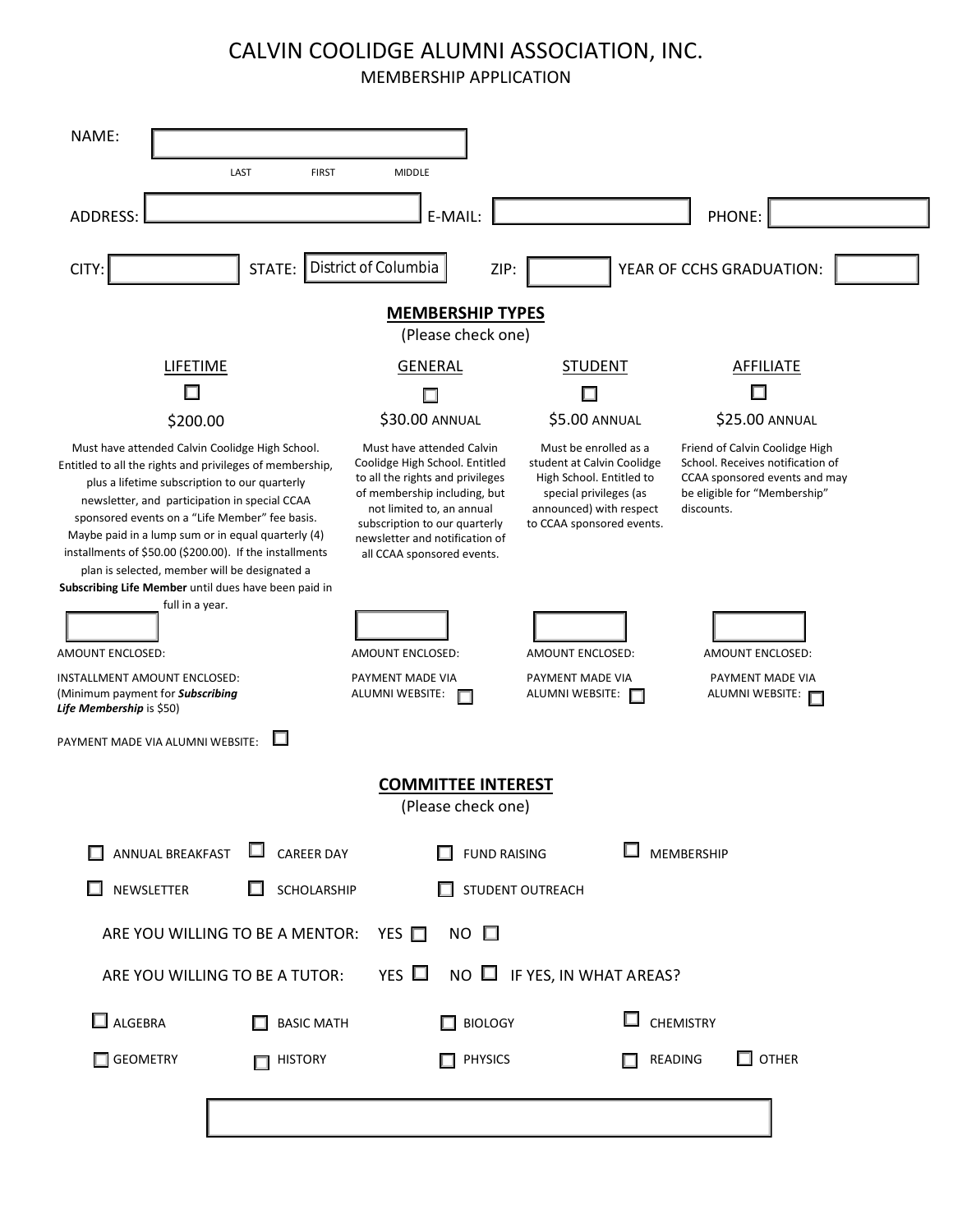# CALVIN COOLIDGE ALUMNI ASSOCIATION, INC.

MEMBERSHIP APPLICATION

NAME: ______________________

LAST FIRST MIDDLE

ADDRESS: ______________________ E-MAIL: ______________________ PHONE: ______________________

CITY: ____________ STATE: District of Columbia ZIP: ____________ YEAR OF CCHS GRADUATION: ____________

## MEMBERSHIP TYPES

(Please check one)

| LIFETIME | GENERAL | STUDENT | AFFILIATE |
|---|---|---|---|
| ☐ | ☐ | ☐ | ☐ |
| $200.00 | $30.00 ANNUAL | $5.00 ANNUAL | $25.00 ANNUAL |
| Must have attended Calvin Coolidge High School. Entitled to all the rights and privileges of membership, plus a lifetime subscription to our quarterly newsletter, and participation in special CCAA sponsored events on a "Life Member" fee basis. Maybe paid in a lump sum or in equal quarterly (4) installments of $50.00 ($200.00). If the installments plan is selected, member will be designated a **Subscribing Life Member** until dues have been paid in full in a year. | Must have attended Calvin Coolidge High School. Entitled to all the rights and privileges of membership including, but not limited to, an annual subscription to our quarterly newsletter and notification of all CCAA sponsored events. | Must be enrolled as a student at Calvin Coolidge High School. Entitled to special privileges (as announced) with respect to CCAA sponsored events. | Friend of Calvin Coolidge High School. Receives notification of CCAA sponsored events and may be eligible for "Membership" discounts. |
| AMOUNT ENCLOSED: | AMOUNT ENCLOSED: | AMOUNT ENCLOSED: | AMOUNT ENCLOSED: |
| INSTALLMENT AMOUNT ENCLOSED: (Minimum payment for ***Subscribing Life Membership*** is $50) | PAYMENT MADE VIA ALUMNI WEBSITE: ☐ | PAYMENT MADE VIA ALUMNI WEBSITE: ☐ | PAYMENT MADE VIA ALUMNI WEBSITE: ☐ |
| PAYMENT MADE VIA ALUMNI WEBSITE: ☐ | | | |

## COMMITTEE INTEREST

(Please check one)

☐ ANNUAL BREAKFAST ☐ CAREER DAY ☐ FUND RAISING ☐ MEMBERSHIP

☐ NEWSLETTER ☐ SCHOLARSHIP ☐ STUDENT OUTREACH

ARE YOU WILLING TO BE A MENTOR: YES ☐ NO ☐

ARE YOU WILLING TO BE A TUTOR: YES ☐ NO ☐ IF YES, IN WHAT AREAS?

☐ ALGEBRA ☐ BASIC MATH ☐ BIOLOGY ☐ CHEMISTRY

☐ GEOMETRY ☐ HISTORY ☐ PHYSICS ☐ READING ☐ OTHER

______________________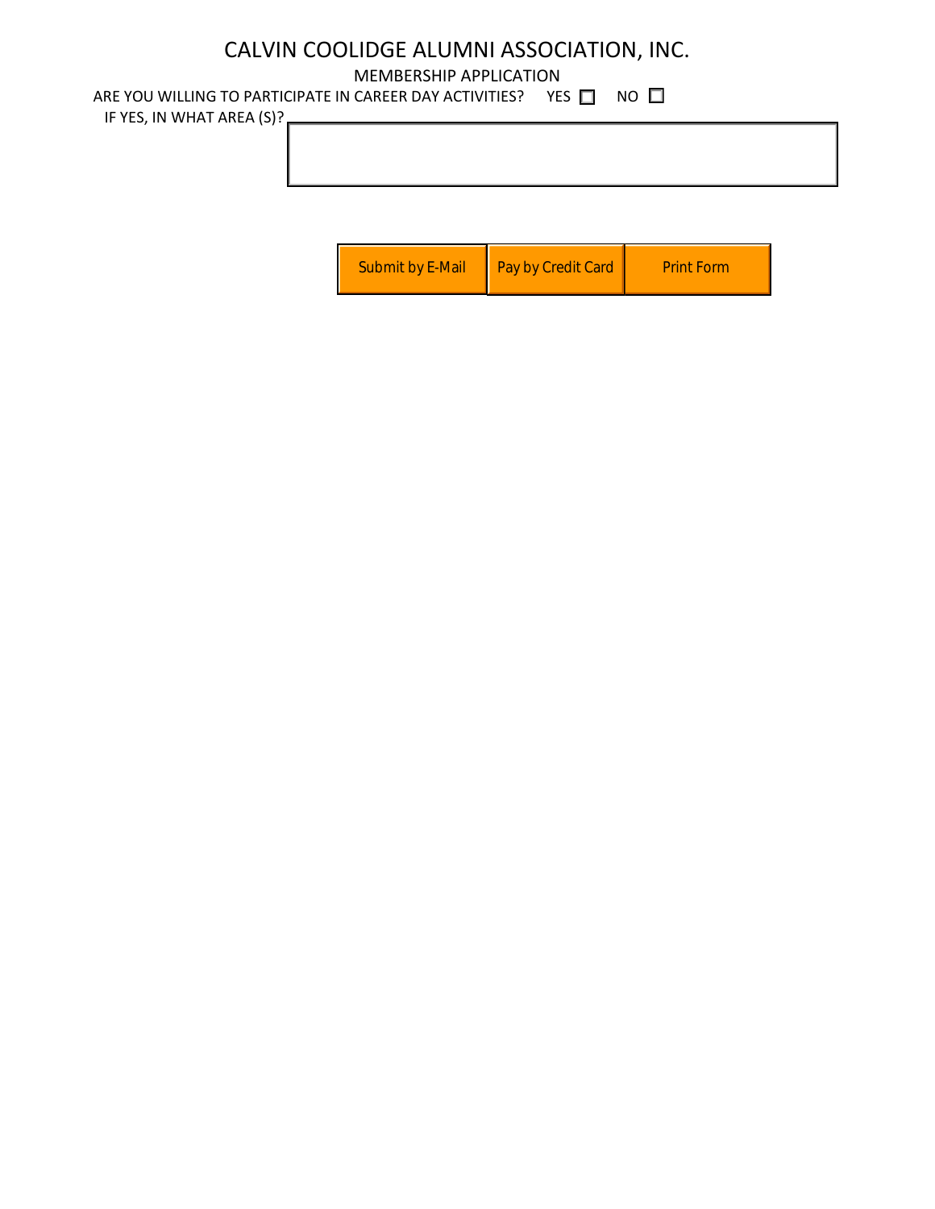# CALVIN COOLIDGE ALUMNI ASSOCIATION, INC.

MEMBERSHIP APPLICATION

ARE YOU WILLING TO PARTICIPATE IN CAREER DAY ACTIVITIES? YES ☐ NO ☐

IF YES, IN WHAT AREA (S)?

Submit by E-Mail | Pay by Credit Card | Print Form